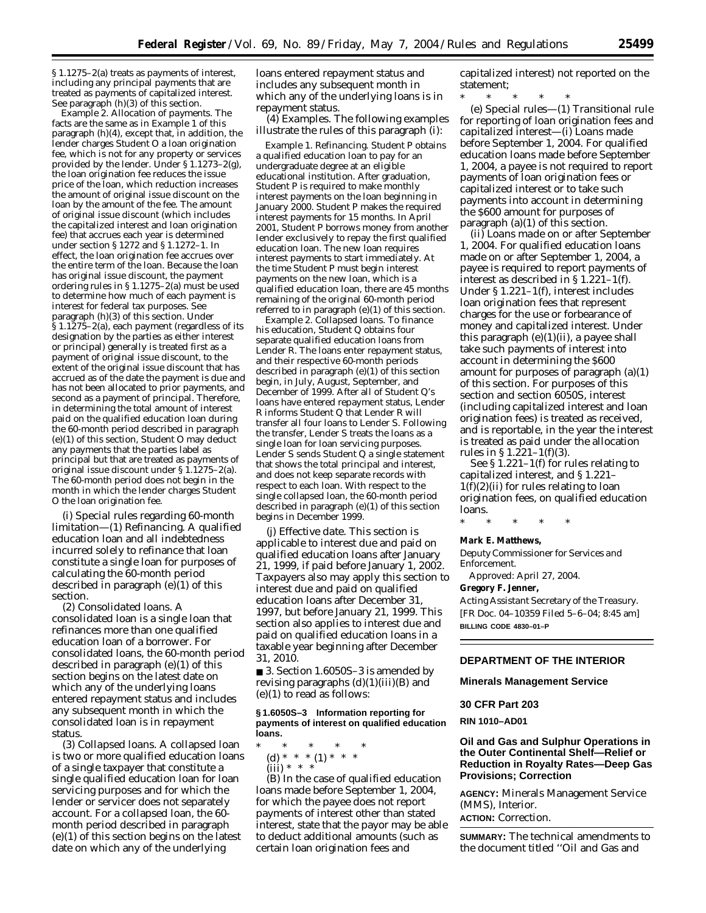§ 1.1275–2(a) treats as payments of interest, including any principal payments that are treated as payments of capitalized interest. See paragraph (h)(3) of this section.

*Example 2. Allocation of payments.* The facts are the same as in Example 1 of this paragraph (h)(4), except that, in addition, the lender charges Student O a loan origination fee, which is not for any property or services provided by the lender. Under § 1.1273–2(g), the loan origination fee reduces the issue price of the loan, which reduction increases the amount of original issue discount on the loan by the amount of the fee. The amount of original issue discount (which includes the capitalized interest and loan origination fee) that accrues each year is determined under section § 1272 and § 1.1272–1. In effect, the loan origination fee accrues over the entire term of the loan. Because the loan has original issue discount, the payment ordering rules in § 1.1275–2(a) must be used to determine how much of each payment is interest for federal tax purposes. See paragraph (h)(3) of this section. Under § 1.1275–2(a), each payment (regardless of its designation by the parties as either interest or principal) generally is treated first as a payment of original issue discount, to the extent of the original issue discount that has accrued as of the date the payment is due and has not been allocated to prior payments, and second as a payment of principal. Therefore, in determining the total amount of interest paid on the qualified education loan during the 60-month period described in paragraph (e)(1) of this section, Student O may deduct any payments that the parties label as principal but that are treated as payments of original issue discount under § 1.1275–2(a). The 60-month period does not begin in the month in which the lender charges Student O the loan origination fee.

(i) *Special rules regarding 60-month limitation*—(1) *Refinancing.* A qualified education loan and all indebtedness incurred solely to refinance that loan constitute a single loan for purposes of calculating the 60-month period described in paragraph (e)(1) of this section.

(2) *Consolidated loans.* A consolidated loan is a single loan that refinances more than one qualified education loan of a borrower. For consolidated loans, the 60-month period described in paragraph (e)(1) of this section begins on the latest date on which any of the underlying loans entered repayment status and includes any subsequent month in which the consolidated loan is in repayment status.

(3) *Collapsed loans.* A collapsed loan is two or more qualified education loans of a single taxpayer that constitute a single qualified education loan for loan servicing purposes and for which the lender or servicer does not separately account. For a collapsed loan, the 60-month period described in paragraph (e)(1) of this section begins on the latest date on which any of the underlying loans entered repayment status and includes any subsequent month in which any of the underlying loans is in repayment status.

(4) *Examples.* The following examples illustrate the rules of this paragraph (i):

*Example 1. Refinancing.* Student P obtains a qualified education loan to pay for an undergraduate degree at an eligible educational institution. After graduation, Student P is required to make monthly interest payments on the loan beginning in January 2000. Student P makes the required interest payments for 15 months. In April 2001, Student P borrows money from another lender exclusively to repay the first qualified education loan. The new loan requires interest payments to start immediately. At the time Student P must begin interest payments on the new loan, which is a qualified education loan, there are 45 months remaining of the original 60-month period referred to in paragraph (e)(1) of this section.

*Example 2. Collapsed loans.* To finance his education, Student Q obtains four separate qualified education loans from Lender R. The loans enter repayment status, and their respective 60-month periods described in paragraph (e)(1) of this section begin, in July, August, September, and December of 1999. After all of Student Q's loans have entered repayment status, Lender R informs Student Q that Lender R will transfer all four loans to Lender S. Following the transfer, Lender S treats the loans as a single loan for loan servicing purposes. Lender S sends Student Q a single statement that shows the total principal and interest, and does not keep separate records with respect to each loan. With respect to the single collapsed loan, the 60-month period described in paragraph (e)(1) of this section begins in December 1999.

(j) *Effective date.* This section is applicable to interest due and paid on qualified education loans after January 21, 1999, if paid before January 1, 2002. Taxpayers also may apply this section to interest due and paid on qualified education loans after December 31, 1997, but before January 21, 1999. This section also applies to interest due and paid on qualified education loans in a taxable year beginning after December 31, 2010.

■ 3. Section 1.6050S–3 is amended by revising paragraphs (d)(1)(iii)(B) and (e)(1) to read as follows:

**§ 1.6050S–3 Information reporting for payments of interest on qualified education loans.**

\* \* \* \* \*

(d) \* \* \* (1) \* \* \*

(iii) \* \* \*

(B) In the case of qualified education loans made before September 1, 2004, for which the payee does not report payments of interest other than stated interest, state that the payor may be able to deduct additional amounts (such as certain loan origination fees and capitalized interest) not reported on the statement;

\* \* \* \* \*

(e) *Special rules*—(1) *Transitional rule for reporting of loan origination fees and capitalized interest*—(i) *Loans made before September 1, 2004.* For qualified education loans made before September 1, 2004, a payee is not required to report payments of loan origination fees or capitalized interest or to take such payments into account in determining the $600 amount for purposes of paragraph (a)(1) of this section.

(ii) *Loans made on or after September 1, 2004.* For qualified education loans made on or after September 1, 2004, a payee is required to report payments of interest as described in § 1.221–1(f). Under § 1.221–1(f), interest includes loan origination fees that represent charges for the use or forbearance of money and capitalized interest. Under this paragraph (e)(1)(ii), a payee shall take such payments of interest into account in determining the $600 amount for purposes of paragraph (a)(1) of this section. For purposes of this section and section 6050S, interest (including capitalized interest and loan origination fees) is treated as received, and is reportable, in the year the interest is treated as paid under the allocation rules in § 1.221–1(f)(3).

See § 1.221–1(f) for rules relating to capitalized interest, and § 1.221–1(f)(2)(ii) for rules relating to loan origination fees, on qualified education loans.

\* \* \* \* \*

**Mark E. Matthews,**

*Deputy Commissioner for Services and Enforcement.*

Approved: April 27, 2004.

**Gregory F. Jenner,**

*Acting Assistant Secretary of the Treasury.*

[FR Doc. 04–10359 Filed 5–6–04; 8:45 am]

**BILLING CODE 4830–01–P**

---

## DEPARTMENT OF THE INTERIOR

### Minerals Management Service

### 30 CFR Part 203

**RIN 1010–AD01**

### Oil and Gas and Sulphur Operations in the Outer Continental Shelf—Relief or Reduction in Royalty Rates—Deep Gas Provisions; Correction

**AGENCY:** Minerals Management Service (MMS), Interior.

**ACTION:** Correction.

**SUMMARY:** The technical amendments to the document titled ''Oil and Gas and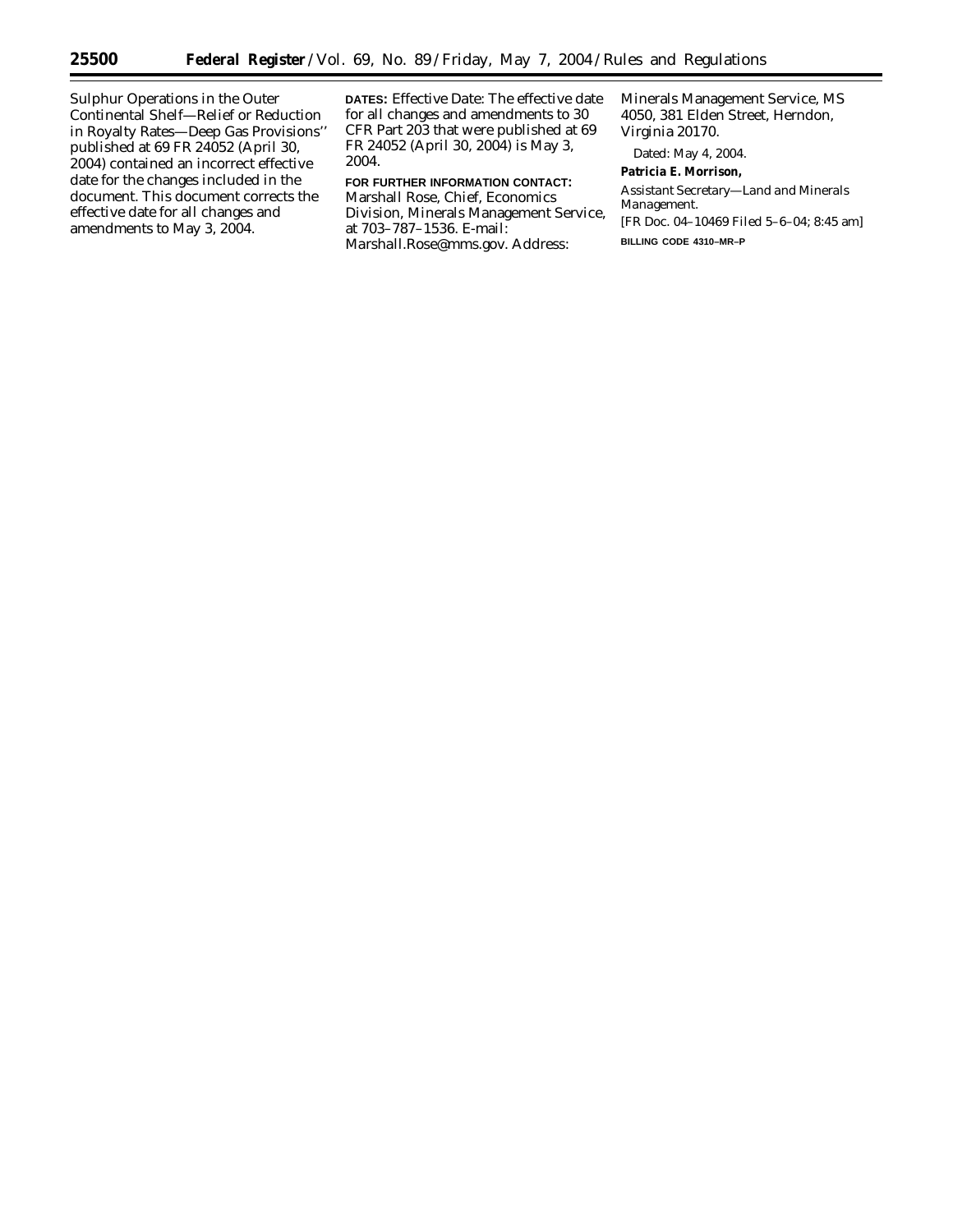Sulphur Operations in the Outer Continental Shelf—Relief or Reduction in Royalty Rates—Deep Gas Provisions'' published at 69 FR 24052 (April 30, 2004) contained an incorrect effective date for the changes included in the document. This document corrects the effective date for all changes and amendments to May 3, 2004.

**DATES:** Effective Date: The effective date for all changes and amendments to 30 CFR Part 203 that were published at 69 FR 24052 (April 30, 2004) is May 3, 2004.

**FOR FURTHER INFORMATION CONTACT:** Marshall Rose, Chief, Economics Division, Minerals Management Service, at 703–787–1536. E-mail: Marshall.Rose@mms.gov. Address: Minerals Management Service, MS 4050, 381 Elden Street, Herndon, Virginia 20170.

Dated: May 4, 2004.

**Patricia E. Morrison,**

*Assistant Secretary—Land and Minerals Management.*

[FR Doc. 04–10469 Filed 5–6–04; 8:45 am]

**BILLING CODE 4310–MR–P**